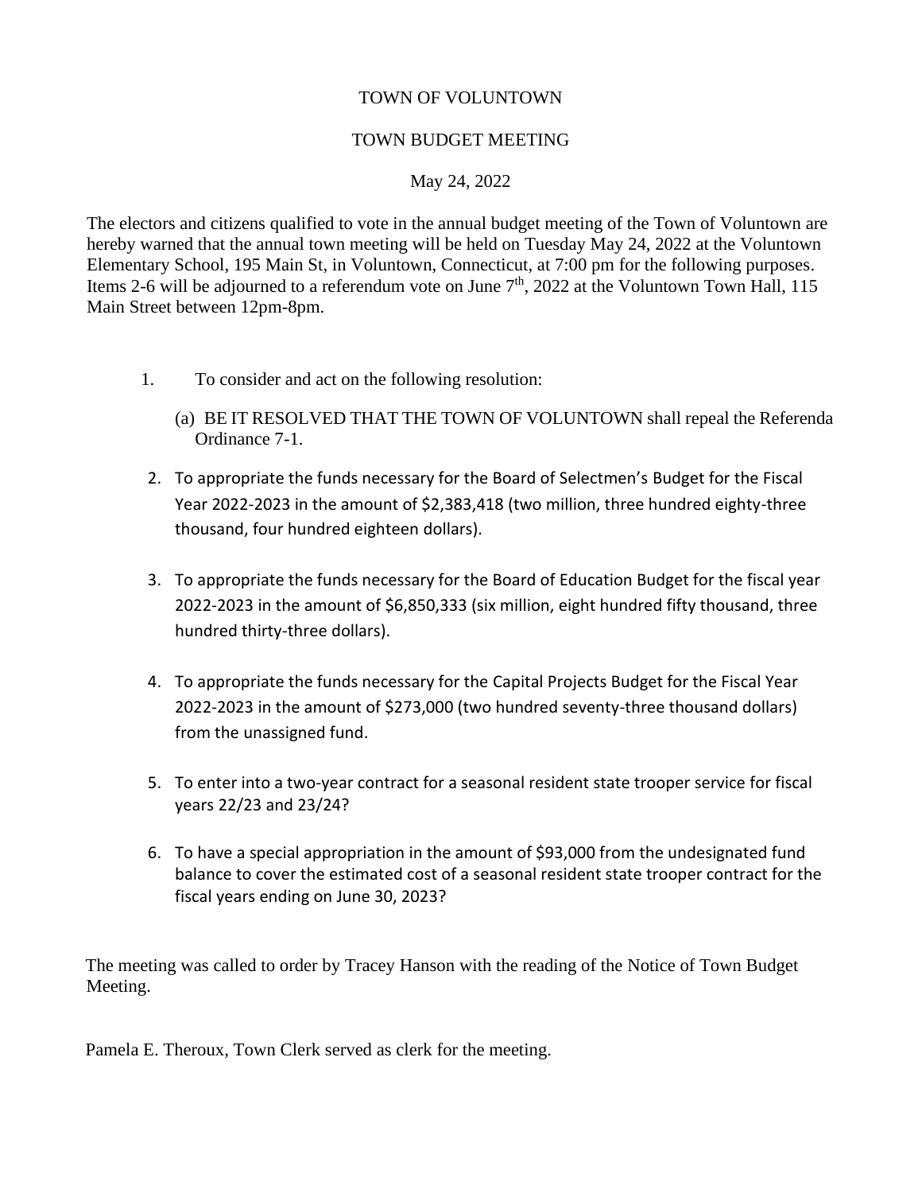# TOWN OF VOLUNTOWN

## TOWN BUDGET MEETING

May 24, 2022

The electors and citizens qualified to vote in the annual budget meeting of the Town of Voluntown are hereby warned that the annual town meeting will be held on Tuesday May 24, 2022 at the Voluntown Elementary School, 195 Main St, in Voluntown, Connecticut, at 7:00 pm for the following purposes. Items 2-6 will be adjourned to a referendum vote on June 7th, 2022 at the Voluntown Town Hall, 115 Main Street between 12pm-8pm.

1. To consider and act on the following resolution:

   (a) BE IT RESOLVED THAT THE TOWN OF VOLUNTOWN shall repeal the Referenda Ordinance 7-1.

2. To appropriate the funds necessary for the Board of Selectmen's Budget for the Fiscal Year 2022-2023 in the amount of $2,383,418 (two million, three hundred eighty-three thousand, four hundred eighteen dollars).

3. To appropriate the funds necessary for the Board of Education Budget for the fiscal year 2022-2023 in the amount of $6,850,333 (six million, eight hundred fifty thousand, three hundred thirty-three dollars).

4. To appropriate the funds necessary for the Capital Projects Budget for the Fiscal Year 2022-2023 in the amount of $273,000 (two hundred seventy-three thousand dollars) from the unassigned fund.

5. To enter into a two-year contract for a seasonal resident state trooper service for fiscal years 22/23 and 23/24?

6. To have a special appropriation in the amount of $93,000 from the undesignated fund balance to cover the estimated cost of a seasonal resident state trooper contract for the fiscal years ending on June 30, 2023?

The meeting was called to order by Tracey Hanson with the reading of the Notice of Town Budget Meeting.

Pamela E. Theroux, Town Clerk served as clerk for the meeting.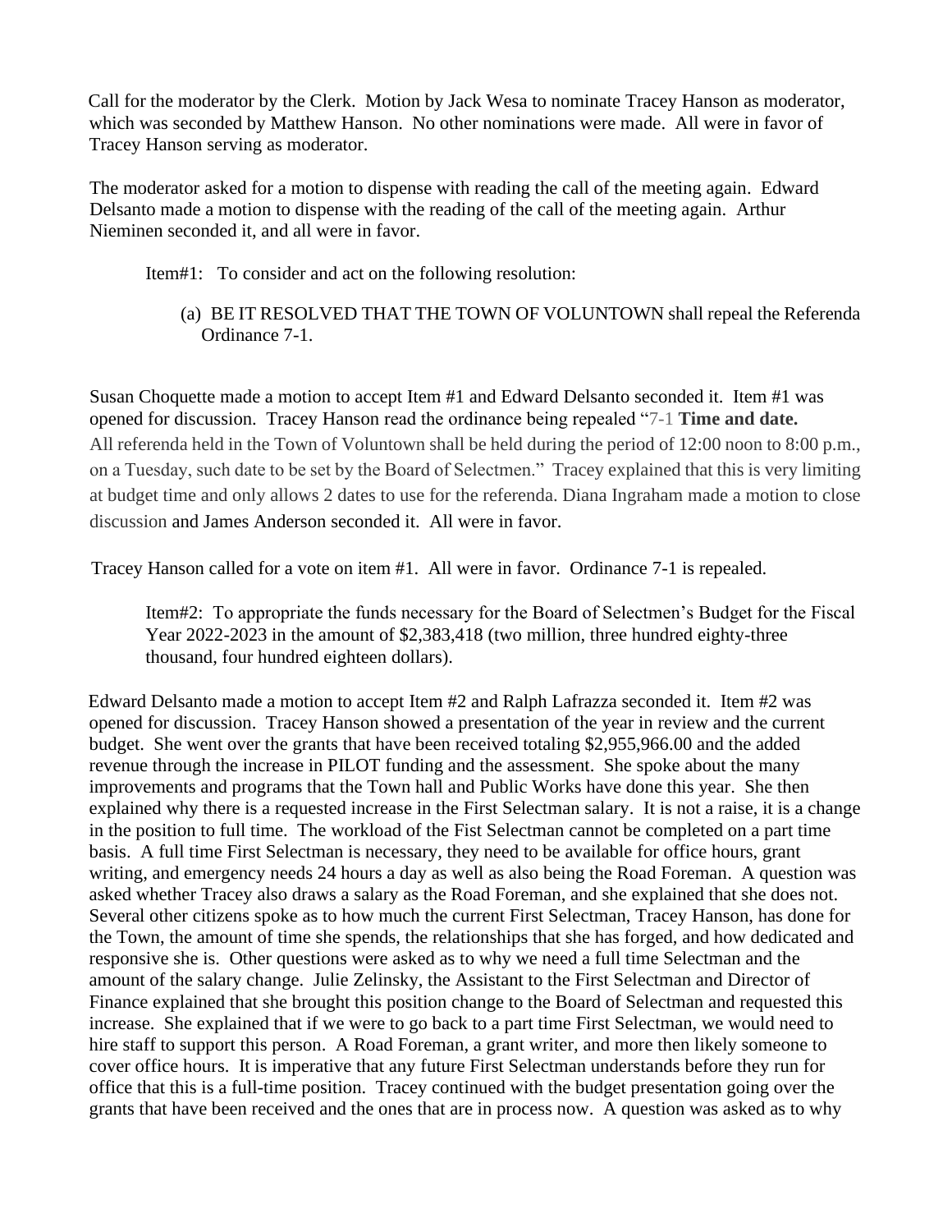Call for the moderator by the Clerk. Motion by Jack Wesa to nominate Tracey Hanson as moderator, which was seconded by Matthew Hanson. No other nominations were made. All were in favor of Tracey Hanson serving as moderator.

The moderator asked for a motion to dispense with reading the call of the meeting again. Edward Delsanto made a motion to dispense with the reading of the call of the meeting again. Arthur Nieminen seconded it, and all were in favor.

Item#1: To consider and act on the following resolution:

(a) BE IT RESOLVED THAT THE TOWN OF VOLUNTOWN shall repeal the Referenda Ordinance 7-1.

Susan Choquette made a motion to accept Item #1 and Edward Delsanto seconded it. Item #1 was opened for discussion. Tracey Hanson read the ordinance being repealed "7-1 **Time and date.** All referenda held in the Town of Voluntown shall be held during the period of 12:00 noon to 8:00 p.m., on a Tuesday, such date to be set by the Board of Selectmen." Tracey explained that this is very limiting at budget time and only allows 2 dates to use for the referenda. Diana Ingraham made a motion to close discussion and James Anderson seconded it. All were in favor.

Tracey Hanson called for a vote on item #1. All were in favor. Ordinance 7-1 is repealed.

Item#2: To appropriate the funds necessary for the Board of Selectmen's Budget for the Fiscal Year 2022-2023 in the amount of $2,383,418 (two million, three hundred eighty-three thousand, four hundred eighteen dollars).

Edward Delsanto made a motion to accept Item #2 and Ralph Lafrazza seconded it. Item #2 was opened for discussion. Tracey Hanson showed a presentation of the year in review and the current budget. She went over the grants that have been received totaling $2,955,966.00 and the added revenue through the increase in PILOT funding and the assessment. She spoke about the many improvements and programs that the Town hall and Public Works have done this year. She then explained why there is a requested increase in the First Selectman salary. It is not a raise, it is a change in the position to full time. The workload of the Fist Selectman cannot be completed on a part time basis. A full time First Selectman is necessary, they need to be available for office hours, grant writing, and emergency needs 24 hours a day as well as also being the Road Foreman. A question was asked whether Tracey also draws a salary as the Road Foreman, and she explained that she does not. Several other citizens spoke as to how much the current First Selectman, Tracey Hanson, has done for the Town, the amount of time she spends, the relationships that she has forged, and how dedicated and responsive she is. Other questions were asked as to why we need a full time Selectman and the amount of the salary change. Julie Zelinsky, the Assistant to the First Selectman and Director of Finance explained that she brought this position change to the Board of Selectman and requested this increase. She explained that if we were to go back to a part time First Selectman, we would need to hire staff to support this person. A Road Foreman, a grant writer, and more then likely someone to cover office hours. It is imperative that any future First Selectman understands before they run for office that this is a full-time position. Tracey continued with the budget presentation going over the grants that have been received and the ones that are in process now. A question was asked as to why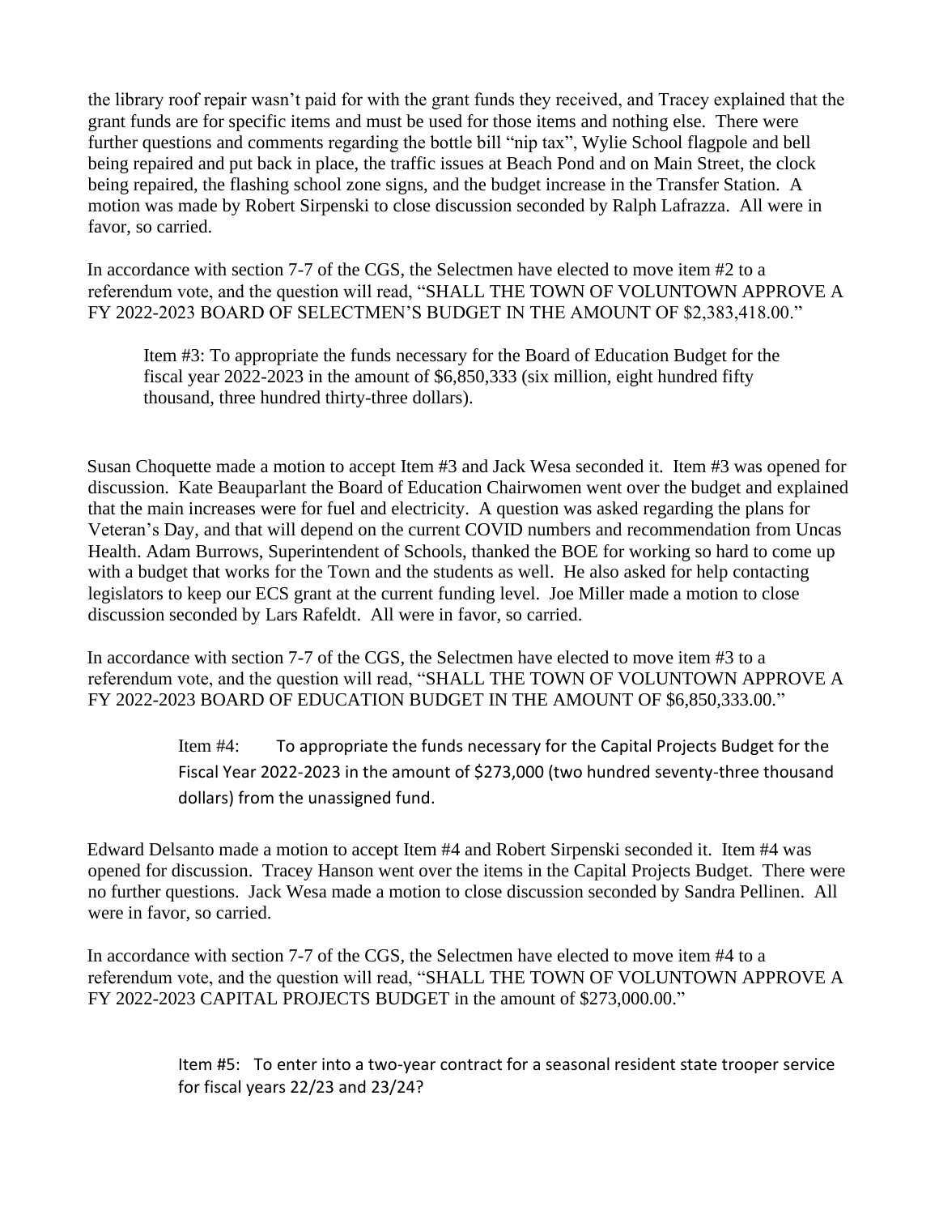the library roof repair wasn't paid for with the grant funds they received, and Tracey explained that the grant funds are for specific items and must be used for those items and nothing else. There were further questions and comments regarding the bottle bill "nip tax", Wylie School flagpole and bell being repaired and put back in place, the traffic issues at Beach Pond and on Main Street, the clock being repaired, the flashing school zone signs, and the budget increase in the Transfer Station. A motion was made by Robert Sirpenski to close discussion seconded by Ralph Lafrazza. All were in favor, so carried.

In accordance with section 7-7 of the CGS, the Selectmen have elected to move item #2 to a referendum vote, and the question will read, "SHALL THE TOWN OF VOLUNTOWN APPROVE A FY 2022-2023 BOARD OF SELECTMEN'S BUDGET IN THE AMOUNT OF $2,383,418.00."

> Item #3: To appropriate the funds necessary for the Board of Education Budget for the fiscal year 2022-2023 in the amount of $6,850,333 (six million, eight hundred fifty thousand, three hundred thirty-three dollars).

Susan Choquette made a motion to accept Item #3 and Jack Wesa seconded it. Item #3 was opened for discussion. Kate Beauparlant the Board of Education Chairwomen went over the budget and explained that the main increases were for fuel and electricity. A question was asked regarding the plans for Veteran's Day, and that will depend on the current COVID numbers and recommendation from Uncas Health. Adam Burrows, Superintendent of Schools, thanked the BOE for working so hard to come up with a budget that works for the Town and the students as well. He also asked for help contacting legislators to keep our ECS grant at the current funding level. Joe Miller made a motion to close discussion seconded by Lars Rafeldt. All were in favor, so carried.

In accordance with section 7-7 of the CGS, the Selectmen have elected to move item #3 to a referendum vote, and the question will read, "SHALL THE TOWN OF VOLUNTOWN APPROVE A FY 2022-2023 BOARD OF EDUCATION BUDGET IN THE AMOUNT OF $6,850,333.00."

> Item #4: To appropriate the funds necessary for the Capital Projects Budget for the Fiscal Year 2022-2023 in the amount of $273,000 (two hundred seventy-three thousand dollars) from the unassigned fund.

Edward Delsanto made a motion to accept Item #4 and Robert Sirpenski seconded it. Item #4 was opened for discussion. Tracey Hanson went over the items in the Capital Projects Budget. There were no further questions. Jack Wesa made a motion to close discussion seconded by Sandra Pellinen. All were in favor, so carried.

In accordance with section 7-7 of the CGS, the Selectmen have elected to move item #4 to a referendum vote, and the question will read, "SHALL THE TOWN OF VOLUNTOWN APPROVE A FY 2022-2023 CAPITAL PROJECTS BUDGET in the amount of $273,000.00."

> Item #5: To enter into a two-year contract for a seasonal resident state trooper service for fiscal years 22/23 and 23/24?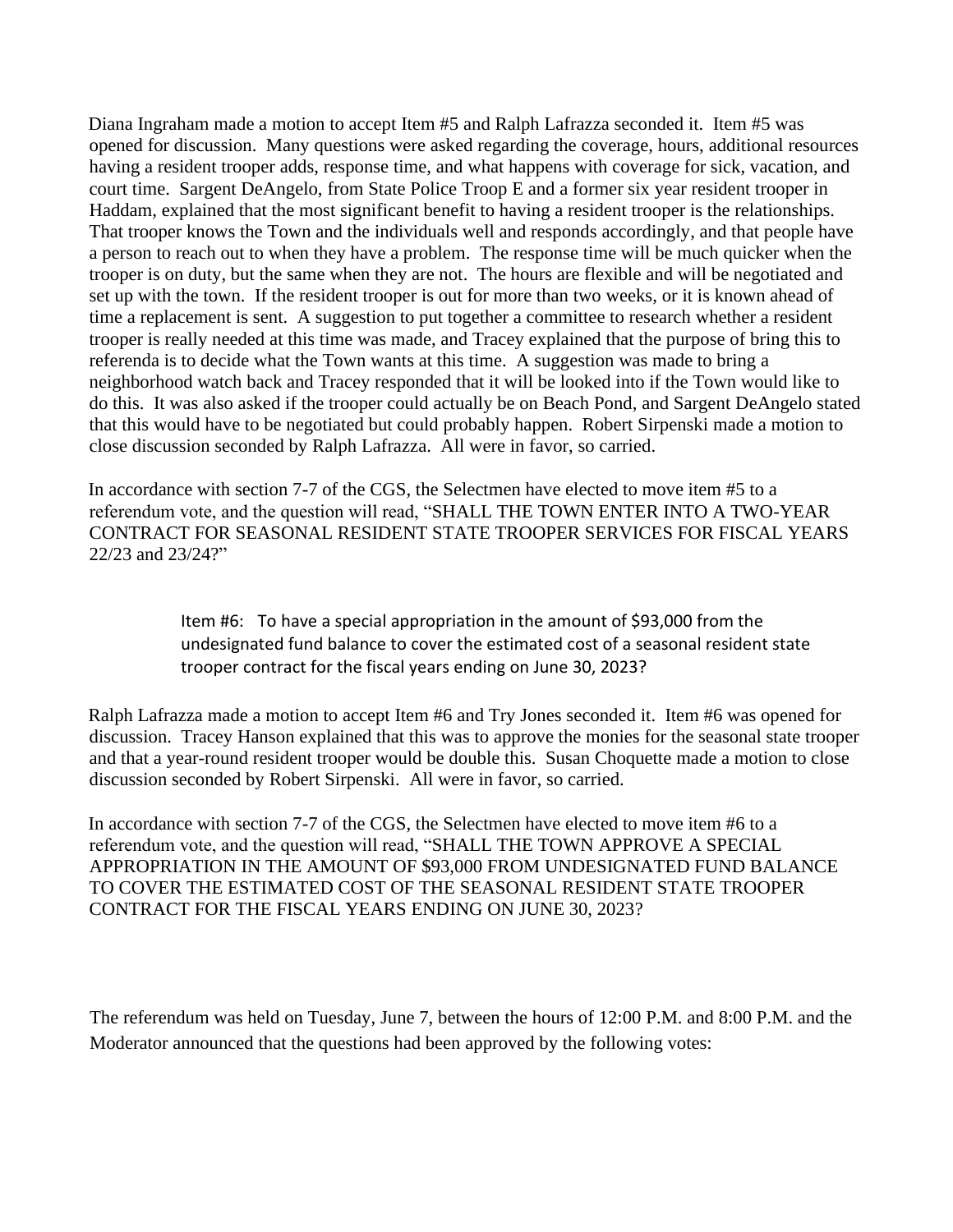Diana Ingraham made a motion to accept Item #5 and Ralph Lafrazza seconded it. Item #5 was opened for discussion. Many questions were asked regarding the coverage, hours, additional resources having a resident trooper adds, response time, and what happens with coverage for sick, vacation, and court time. Sargent DeAngelo, from State Police Troop E and a former six year resident trooper in Haddam, explained that the most significant benefit to having a resident trooper is the relationships. That trooper knows the Town and the individuals well and responds accordingly, and that people have a person to reach out to when they have a problem. The response time will be much quicker when the trooper is on duty, but the same when they are not. The hours are flexible and will be negotiated and set up with the town. If the resident trooper is out for more than two weeks, or it is known ahead of time a replacement is sent. A suggestion to put together a committee to research whether a resident trooper is really needed at this time was made, and Tracey explained that the purpose of bring this to referenda is to decide what the Town wants at this time. A suggestion was made to bring a neighborhood watch back and Tracey responded that it will be looked into if the Town would like to do this. It was also asked if the trooper could actually be on Beach Pond, and Sargent DeAngelo stated that this would have to be negotiated but could probably happen. Robert Sirpenski made a motion to close discussion seconded by Ralph Lafrazza. All were in favor, so carried.

In accordance with section 7-7 of the CGS, the Selectmen have elected to move item #5 to a referendum vote, and the question will read, "SHALL THE TOWN ENTER INTO A TWO-YEAR CONTRACT FOR SEASONAL RESIDENT STATE TROOPER SERVICES FOR FISCAL YEARS 22/23 and 23/24?"

> Item #6: To have a special appropriation in the amount of $93,000 from the undesignated fund balance to cover the estimated cost of a seasonal resident state trooper contract for the fiscal years ending on June 30, 2023?

Ralph Lafrazza made a motion to accept Item #6 and Try Jones seconded it. Item #6 was opened for discussion. Tracey Hanson explained that this was to approve the monies for the seasonal state trooper and that a year-round resident trooper would be double this. Susan Choquette made a motion to close discussion seconded by Robert Sirpenski. All were in favor, so carried.

In accordance with section 7-7 of the CGS, the Selectmen have elected to move item #6 to a referendum vote, and the question will read, "SHALL THE TOWN APPROVE A SPECIAL APPROPRIATION IN THE AMOUNT OF $93,000 FROM UNDESIGNATED FUND BALANCE TO COVER THE ESTIMATED COST OF THE SEASONAL RESIDENT STATE TROOPER CONTRACT FOR THE FISCAL YEARS ENDING ON JUNE 30, 2023?

The referendum was held on Tuesday, June 7, between the hours of 12:00 P.M. and 8:00 P.M. and the Moderator announced that the questions had been approved by the following votes: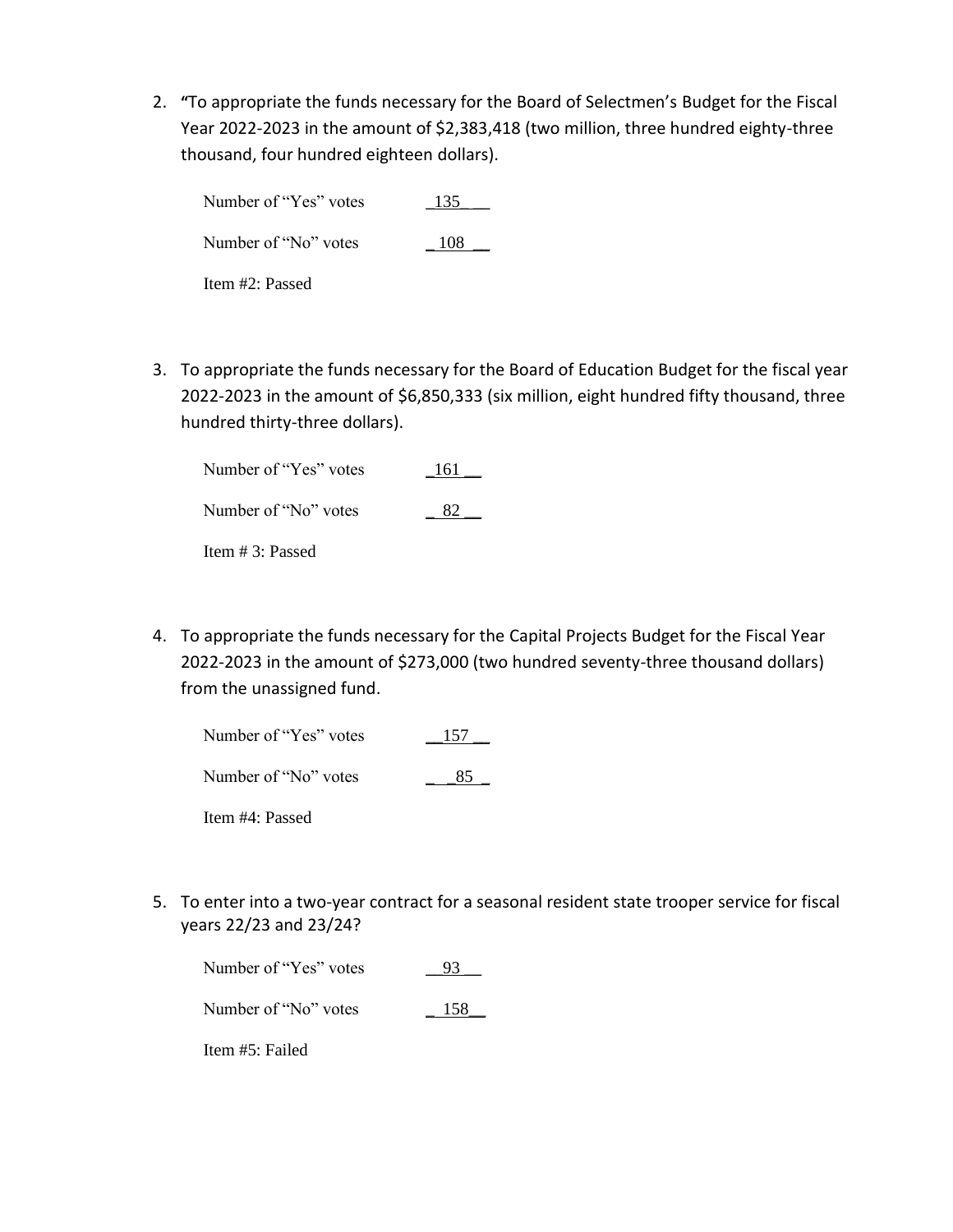2. "To appropriate the funds necessary for the Board of Selectmen's Budget for the Fiscal Year 2022-2023 in the amount of $2,383,418 (two million, three hundred eighty-three thousand, four hundred eighteen dollars).

   Number of "Yes" votes 135

   Number of "No" votes 108

   Item #2: Passed

3. To appropriate the funds necessary for the Board of Education Budget for the fiscal year 2022-2023 in the amount of $6,850,333 (six million, eight hundred fifty thousand, three hundred thirty-three dollars).

   Number of "Yes" votes 161

   Number of "No" votes 82

   Item # 3: Passed

4. To appropriate the funds necessary for the Capital Projects Budget for the Fiscal Year 2022-2023 in the amount of $273,000 (two hundred seventy-three thousand dollars) from the unassigned fund.

   Number of "Yes" votes 157

   Number of "No" votes 85

   Item #4: Passed

5. To enter into a two-year contract for a seasonal resident state trooper service for fiscal years 22/23 and 23/24?

   Number of "Yes" votes 93

   Number of "No" votes 158

   Item #5: Failed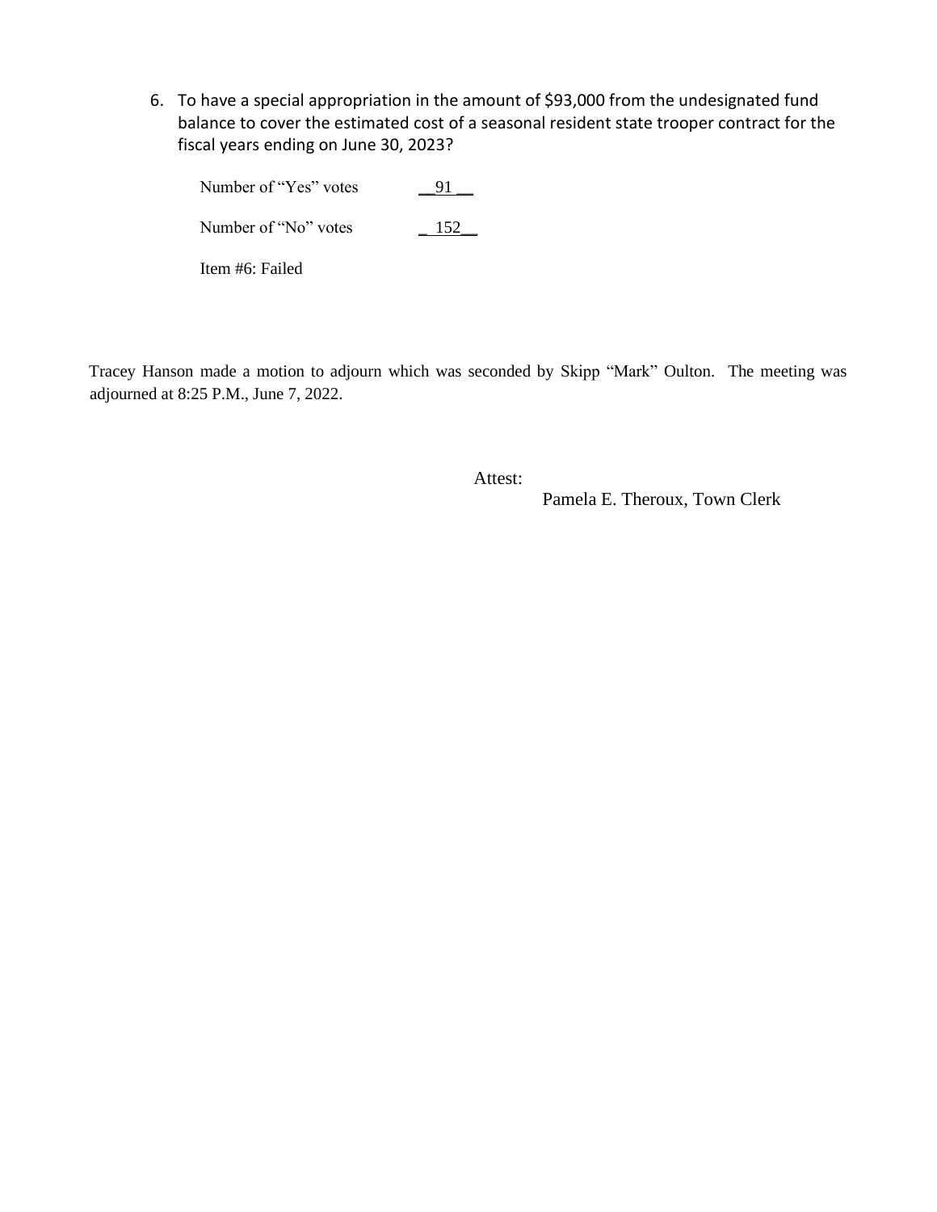6. To have a special appropriation in the amount of $93,000 from the undesignated fund balance to cover the estimated cost of a seasonal resident state trooper contract for the fiscal years ending on June 30, 2023?

   Number of "Yes" votes __91 __

   Number of "No" votes _ 152__

   Item #6: Failed

Tracey Hanson made a motion to adjourn which was seconded by Skipp "Mark" Oulton. The meeting was adjourned at 8:25 P.M., June 7, 2022.

Attest:
Pamela E. Theroux, Town Clerk